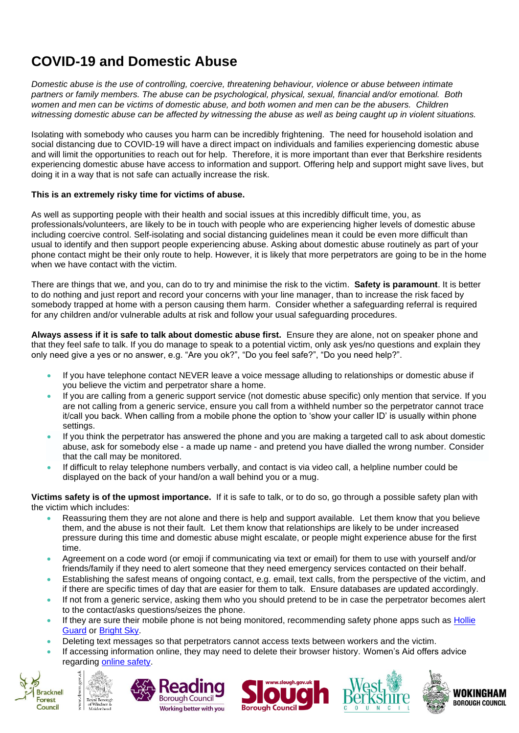# COVID-19 and Domestic Abuse

*Domestic abuse is the use of controlling, coercive, threatening behaviour, violence or abuse between intimate partners or family members. The abuse can be psychological, physical, sexual, financial and/or emotional. Both women and men can be victims of domestic abuse, and both women and men can be the abusers. Children witnessing domestic abuse can be affected by witnessing the abuse as well as being caught up in violent situations.*

Isolating with somebody who causes you harm can be incredibly frightening. The need for household isolation and social distancing due to COVID-19 will have a direct impact on individuals and families experiencing domestic abuse and will limit the opportunities to reach out for help. Therefore, it is more important than ever that Berkshire residents experiencing domestic abuse have access to information and support. Offering help and support might save lives, but doing it in a way that is not safe can actually increase the risk.

**This is an extremely risky time for victims of abuse.**

As well as supporting people with their health and social issues at this incredibly difficult time, you, as professionals/volunteers, are likely to be in touch with people who are experiencing higher levels of domestic abuse including coercive control. Self-isolating and social distancing guidelines mean it could be even more difficult than usual to identify and then support people experiencing abuse. Asking about domestic abuse routinely as part of your phone contact might be their only route to help. However, it is likely that more perpetrators are going to be in the home when we have contact with the victim.

There are things that we, and you, can do to try and minimise the risk to the victim. **Safety is paramount**. It is better to do nothing and just report and record your concerns with your line manager, than to increase the risk faced by somebody trapped at home with a person causing them harm. Consider whether a safeguarding referral is required for any children and/or vulnerable adults at risk and follow your usual safeguarding procedures.

**Always assess if it is safe to talk about domestic abuse first.** Ensure they are alone, not on speaker phone and that they feel safe to talk. If you do manage to speak to a potential victim, only ask yes/no questions and explain they only need give a yes or no answer, e.g. "Are you ok?", "Do you feel safe?", "Do you need help?".

- If you have telephone contact NEVER leave a voice message alluding to relationships or domestic abuse if you believe the victim and perpetrator share a home.
- If you are calling from a generic support service (not domestic abuse specific) only mention that service. If you are not calling from a generic service, ensure you call from a withheld number so the perpetrator cannot trace it/call you back. When calling from a mobile phone the option to 'show your caller ID' is usually within phone settings.
- If you think the perpetrator has answered the phone and you are making a targeted call to ask about domestic abuse, ask for somebody else - a made up name - and pretend you have dialled the wrong number. Consider that the call may be monitored.
- If difficult to relay telephone numbers verbally, and contact is via video call, a helpline number could be displayed on the back of your hand/on a wall behind you or a mug.

**Victims safety is of the upmost importance.** If it is safe to talk, or to do so, go through a possible safety plan with the victim which includes:

- Reassuring them they are not alone and there is help and support available. Let them know that you believe them, and the abuse is not their fault. Let them know that relationships are likely to be under increased pressure during this time and domestic abuse might escalate, or people might experience abuse for the first time.
- Agreement on a code word (or emoji if communicating via text or email) for them to use with yourself and/or friends/family if they need to alert someone that they need emergency services contacted on their behalf.
- Establishing the safest means of ongoing contact, e.g. email, text calls, from the perspective of the victim, and if there are specific times of day that are easier for them to talk. Ensure databases are updated accordingly.
- If not from a generic service, asking them who you should pretend to be in case the perpetrator becomes alert to the contact/asks questions/seizes the phone.
- If they are sure their mobile phone is not being monitored, recommending safety phone apps such as Hollie Guard or Bright Sky.
- Deleting text messages so that perpetrators cannot access texts between workers and the victim.
- If accessing information online, they may need to delete their browser history. Women's Aid offers advice regarding online safety.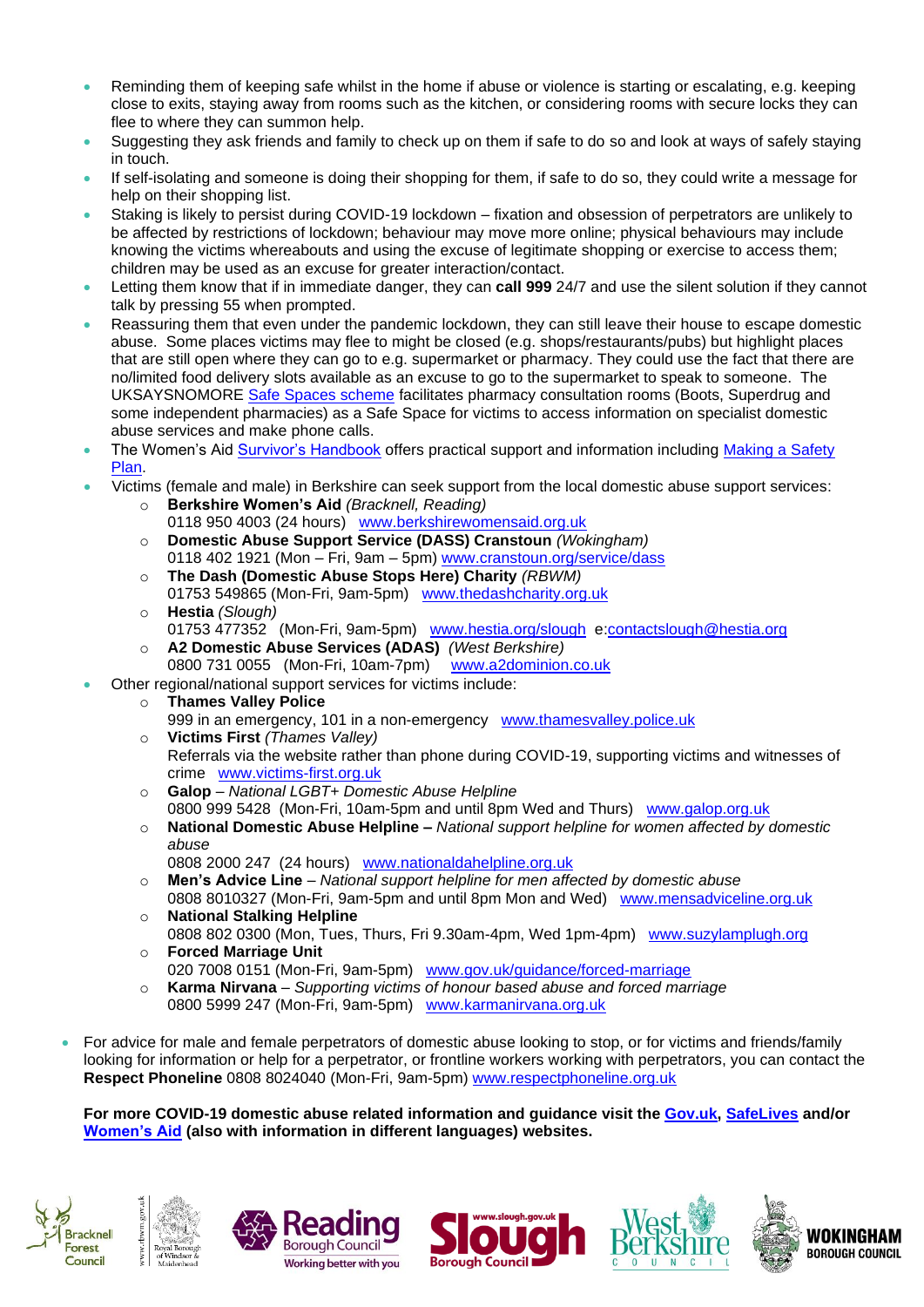- Reminding them of keeping safe whilst in the home if abuse or violence is starting or escalating, e.g. keeping close to exits, staying away from rooms such as the kitchen, or considering rooms with secure locks they can flee to where they can summon help.
- Suggesting they ask friends and family to check up on them if safe to do so and look at ways of safely staying in touch.
- If self-isolating and someone is doing their shopping for them, if safe to do so, they could write a message for help on their shopping list.
- Staking is likely to persist during COVID-19 lockdown – fixation and obsession of perpetrators are unlikely to be affected by restrictions of lockdown; behaviour may move more online; physical behaviours may include knowing the victims whereabouts and using the excuse of legitimate shopping or exercise to access them; children may be used as an excuse for greater interaction/contact.
- Letting them know that if in immediate danger, they can **call 999** 24/7 and use the silent solution if they cannot talk by pressing 55 when prompted.
- Reassuring them that even under the pandemic lockdown, they can still leave their house to escape domestic abuse. Some places victims may flee to might be closed (e.g. shops/restaurants/pubs) but highlight places that are still open where they can go to e.g. supermarket or pharmacy. They could use the fact that there are no/limited food delivery slots available as an excuse to go to the supermarket to speak to someone. The UKSAYSNOMORE Safe Spaces scheme facilitates pharmacy consultation rooms (Boots, Superdrug and some independent pharmacies) as a Safe Space for victims to access information on specialist domestic abuse services and make phone calls.
- The Women's Aid Survivor's Handbook offers practical support and information including Making a Safety Plan.
- Victims (female and male) in Berkshire can seek support from the local domestic abuse support services:
  - **Berkshire Women's Aid** *(Bracknell, Reading)*
    0118 950 4003 (24 hours) www.berkshirewomensaid.org.uk
  - **Domestic Abuse Support Service (DASS) Cranstoun** *(Wokingham)*
    0118 402 1921 (Mon – Fri, 9am – 5pm) www.cranstoun.org/service/dass
  - **The Dash (Domestic Abuse Stops Here) Charity** *(RBWM)*
    01753 549865 (Mon-Fri, 9am-5pm) www.thedashcharity.org.uk
  - **Hestia** *(Slough)*
    01753 477352 (Mon-Fri, 9am-5pm) www.hestia.org/slough e:contactslough@hestia.org
  - **A2 Domestic Abuse Services (ADAS)** *(West Berkshire)*
    0800 731 0055 (Mon-Fri, 10am-7pm) www.a2dominion.co.uk
- Other regional/national support services for victims include:
  - **Thames Valley Police**
    999 in an emergency, 101 in a non-emergency www.thamesvalley.police.uk
  - **Victims First** *(Thames Valley)*
    Referrals via the website rather than phone during COVID-19, supporting victims and witnesses of crime www.victims-first.org.uk
  - **Galop** – *National LGBT+ Domestic Abuse Helpline*
    0800 999 5428 (Mon-Fri, 10am-5pm and until 8pm Wed and Thurs) www.galop.org.uk
  - **National Domestic Abuse Helpline –** *National support helpline for women affected by domestic abuse*
    0808 2000 247 (24 hours) www.nationaldahelpline.org.uk
  - **Men's Advice Line** – *National support helpline for men affected by domestic abuse*
    0808 8010327 (Mon-Fri, 9am-5pm and until 8pm Mon and Wed) www.mensadviceline.org.uk
  - **National Stalking Helpline**
    0808 802 0300 (Mon, Tues, Thurs, Fri 9.30am-4pm, Wed 1pm-4pm) www.suzylamplugh.org
  - **Forced Marriage Unit**
    020 7008 0151 (Mon-Fri, 9am-5pm) www.gov.uk/guidance/forced-marriage
  - **Karma Nirvana** – *Supporting victims of honour based abuse and forced marriage*
    0800 5999 247 (Mon-Fri, 9am-5pm) www.karmanirvana.org.uk

- For advice for male and female perpetrators of domestic abuse looking to stop, or for victims and friends/family looking for information or help for a perpetrator, or frontline workers working with perpetrators, you can contact the **Respect Phoneline** 0808 8024040 (Mon-Fri, 9am-5pm) www.respectphoneline.org.uk

**For more COVID-19 domestic abuse related information and guidance visit the Gov.uk, SafeLives and/or Women's Aid (also with information in different languages) websites.**

Bracknell Forest Council | Royal Borough of Windsor & Maidenhead | Reading Borough Council – Working better with you | www.slough.gov.uk Slough Borough Council | West Berkshire Council | Wokingham Borough Council